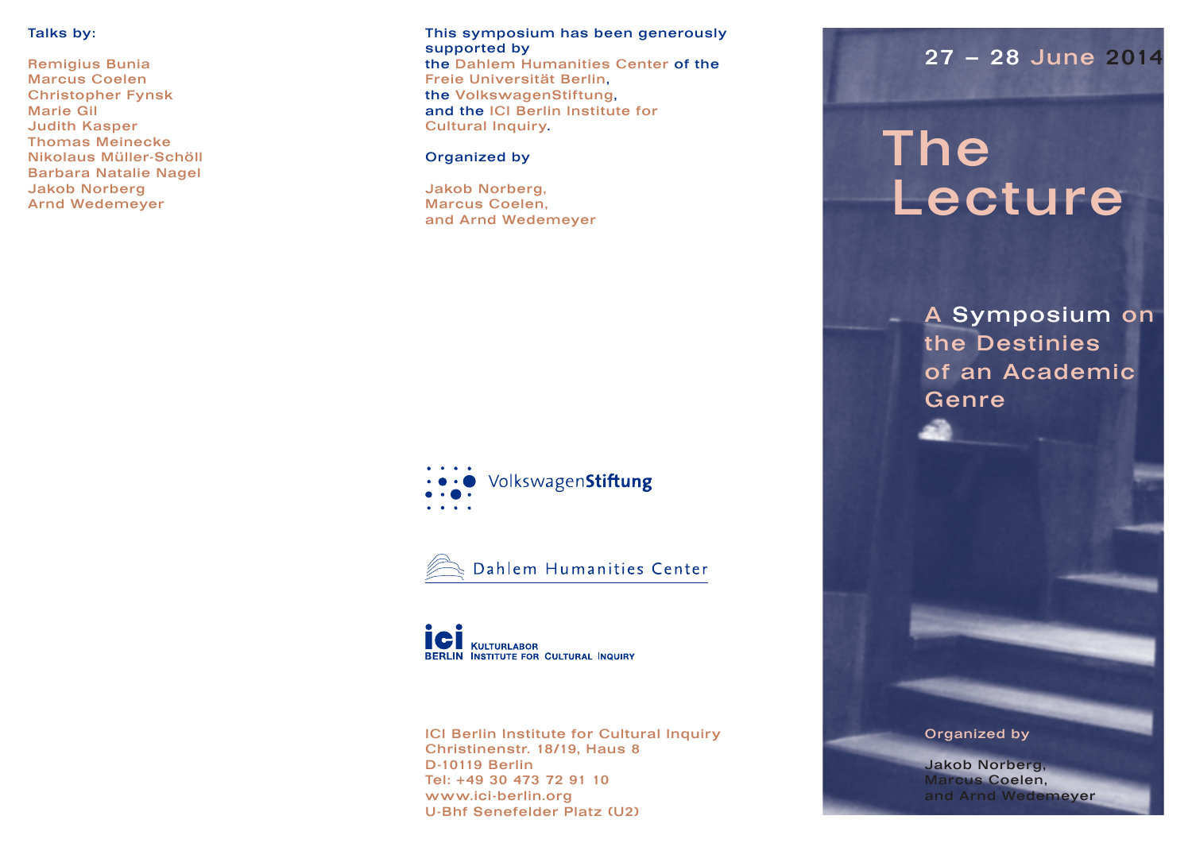Talks by:

Remigius Bunia
Marcus Coelen
Christopher Fynsk
Marie Gil
Judith Kasper
Thomas Meinecke
Nikolaus Müller-Schöll
Barbara Natalie Nagel
Jakob Norberg
Arnd Wedemeyer

This symposium has been generously supported by the Dahlem Humanities Center of the Freie Universität Berlin, the VolkswagenStiftung, and the ICI Berlin Institute for Cultural Inquiry.

Organized by

Jakob Norberg,
Marcus Coelen,
and Arnd Wedemeyer

VolkswagenStiftung

Dahlem Humanities Center

ICI Berlin Kulturlabor Institute for Cultural Inquiry

ICI Berlin Institute for Cultural Inquiry
Christinenstr. 18/19, Haus 8
D-10119 Berlin
Tel: +49 30 473 72 91 10
www.ici-berlin.org
U-Bhf Senefelder Platz (U2)

27 – 28 June 2014

# The Lecture

## A Symposium on the Destinies of an Academic Genre

Organized by

Jakob Norberg,
Marcus Coelen,
and Arnd Wedemeyer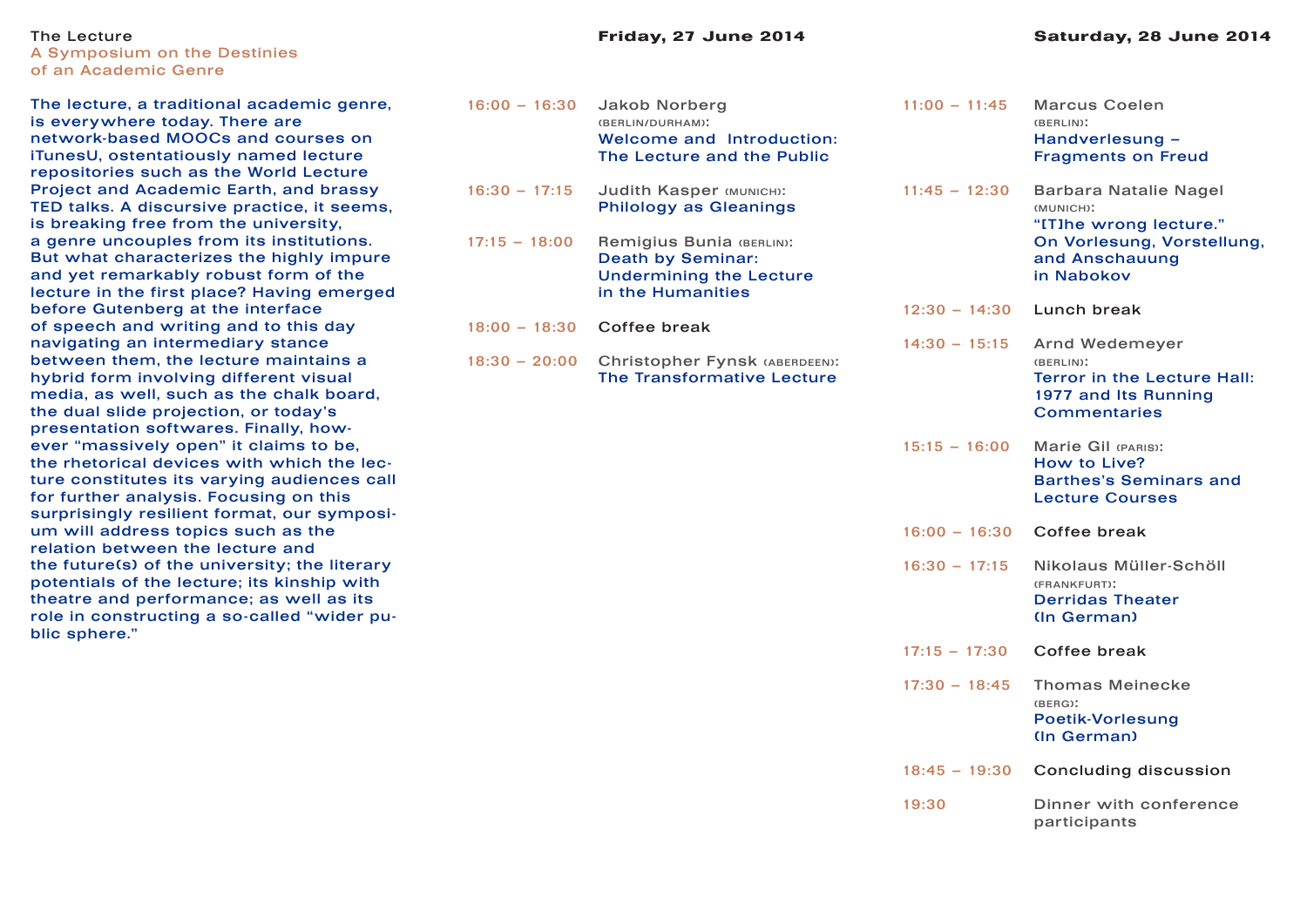# The Lecture

## A Symposium on the Destinies of an Academic Genre

The lecture, a traditional academic genre, is everywhere today. There are network-based MOOCs and courses on iTunesU, ostentatiously named lecture repositories such as the World Lecture Project and Academic Earth, and brassy TED talks. A discursive practice, it seems, is breaking free from the university, a genre uncouples from its institutions. But what characterizes the highly impure and yet remarkably robust form of the lecture in the first place? Having emerged before Gutenberg at the interface of speech and writing and to this day navigating an intermediary stance between them, the lecture maintains a hybrid form involving different visual media, as well, such as the chalk board, the dual slide projection, or today's presentation softwares. Finally, however "massively open" it claims to be, the rhetorical devices with which the lecture constitutes its varying audiences call for further analysis. Focusing on this surprisingly resilient format, our symposium will address topics such as the relation between the lecture and the future(s) of the university; the literary potentials of the lecture; its kinship with theatre and performance; as well as its role in constructing a so-called "wider public sphere."

## Friday, 27 June 2014

**16:00 – 16:30**
Jakob Norberg (Berlin/Durham):
Welcome and Introduction: The Lecture and the Public

**16:30 – 17:15**
Judith Kasper (Munich):
Philology as Gleanings

**17:15 – 18:00**
Remigius Bunia (Berlin):
Death by Seminar: Undermining the Lecture in the Humanities

**18:00 – 18:30**
Coffee break

**18:30 – 20:00**
Christopher Fynsk (Aberdeen):
The Transformative Lecture

## Saturday, 28 June 2014

**11:00 – 11:45**
Marcus Coelen (Berlin):
Handverlesung – Fragments on Freud

**11:45 – 12:30**
Barbara Natalie Nagel (Munich):
"[T]he wrong lecture." On Vorlesung, Vorstellung, and Anschauung in Nabokov

**12:30 – 14:30**
Lunch break

**14:30 – 15:15**
Arnd Wedemeyer (Berlin):
Terror in the Lecture Hall: 1977 and Its Running Commentaries

**15:15 – 16:00**
Marie Gil (Paris):
How to Live? Barthes's Seminars and Lecture Courses

**16:00 – 16:30**
Coffee break

**16:30 – 17:15**
Nikolaus Müller-Schöll (Frankfurt):
Derridas Theater (In German)

**17:15 – 17:30**
Coffee break

**17:30 – 18:45**
Thomas Meinecke (Berg):
Poetik-Vorlesung (In German)

**18:45 – 19:30**
Concluding discussion

**19:30**
Dinner with conference participants